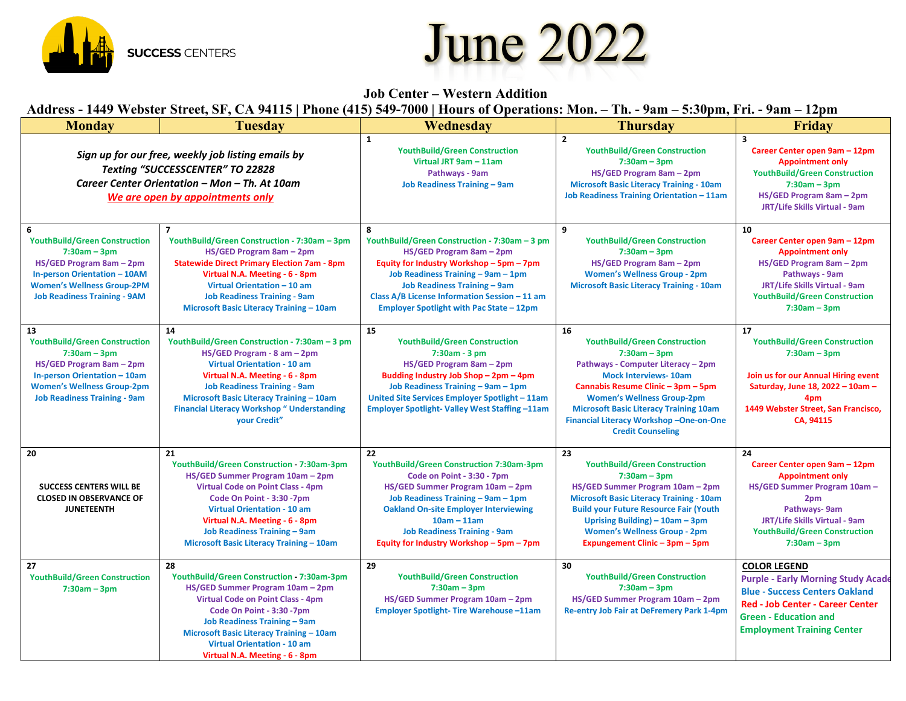SUCCESS CENTERS

# June 2022

## Job Center – Western Addition

**Address - 1449 Webster Street, SF, CA 94115 | Phone (415) 549-7000 | Hours of Operations: Mon. – Th. - 9am – 5:30pm, Fri. - 9am – 12pm**

| Monday | Tuesday | Wednesday | Thursday | Friday |
|---|---|---|---|---|
| *Sign up for our free, weekly job listing emails by Texting "SUCCESSCENTER" TO 22828*<br>*Career Center Orientation – Mon – Th. At 10am*<br>***We are open by appointments only*** | | **1**<br>YouthBuild/Green Construction<br>Virtual JRT 9am – 11am<br>Pathways - 9am<br>Job Readiness Training – 9am | **2**<br>YouthBuild/Green Construction<br>7:30am – 3pm<br>HS/GED Program 8am – 2pm<br>Microsoft Basic Literacy Training - 10am<br>Job Readiness Training Orientation – 11am | **3**<br>Career Center open 9am – 12pm<br>Appointment only<br>YouthBuild/Green Construction<br>7:30am – 3pm<br>HS/GED Program 8am – 2pm<br>JRT/Life Skills Virtual - 9am |
| **6**<br>YouthBuild/Green Construction<br>7:30am – 3pm<br>HS/GED Program 8am – 2pm<br>In-person Orientation – 10AM<br>Women's Wellness Group-2PM<br>Job Readiness Training - 9AM | **7**<br>YouthBuild/Green Construction - 7:30am – 3pm<br>HS/GED Program 8am – 2pm<br>Statewide Direct Primary Election 7am - 8pm<br>Virtual N.A. Meeting - 6 - 8pm<br>Virtual Orientation – 10 am<br>Job Readiness Training - 9am<br>Microsoft Basic Literacy Training – 10am | **8**<br>YouthBuild/Green Construction - 7:30am – 3 pm<br>HS/GED Program 8am – 2pm<br>Equity for Industry Workshop – 5pm – 7pm<br>Job Readiness Training – 9am – 1pm<br>Job Readiness Training – 9am<br>Class A/B License Information Session – 11 am<br>Employer Spotlight with Pac State – 12pm | **9**<br>YouthBuild/Green Construction<br>7:30am – 3pm<br>HS/GED Program 8am – 2pm<br>Women's Wellness Group - 2pm<br>Microsoft Basic Literacy Training - 10am | **10**<br>Career Center open 9am – 12pm<br>Appointment only<br>HS/GED Program 8am – 2pm<br>Pathways - 9am<br>JRT/Life Skills Virtual - 9am<br>YouthBuild/Green Construction<br>7:30am – 3pm |
| **13**<br>YouthBuild/Green Construction<br>7:30am – 3pm<br>HS/GED Program 8am – 2pm<br>In-person Orientation – 10am<br>Women's Wellness Group-2pm<br>Job Readiness Training - 9am | **14**<br>YouthBuild/Green Construction - 7:30am – 3 pm<br>HS/GED Program - 8 am – 2pm<br>Virtual Orientation - 10 am<br>Virtual N.A. Meeting - 6 - 8pm<br>Job Readiness Training - 9am<br>Microsoft Basic Literacy Training – 10am<br>Financial Literacy Workshop " Understanding your Credit" | **15**<br>YouthBuild/Green Construction<br>7:30am - 3 pm<br>HS/GED Program 8am – 2pm<br>Budding Industry Job Shop – 2pm – 4pm<br>Job Readiness Training – 9am – 1pm<br>United Site Services Employer Spotlight – 11am<br>Employer Spotlight- Valley West Staffing –11am | **16**<br>YouthBuild/Green Construction<br>7:30am – 3pm<br>Pathways - Computer Literacy – 2pm<br>Mock Interviews- 10am<br>Cannabis Resume Clinic – 3pm – 5pm<br>Women's Wellness Group-2pm<br>Microsoft Basic Literacy Training 10am<br>Financial Literacy Workshop –One-on-One Credit Counseling | **17**<br>YouthBuild/Green Construction<br>7:30am – 3pm<br><br>Join us for our Annual Hiring event Saturday, June 18, 2022 – 10am – 4pm<br>1449 Webster Street, San Francisco, CA, 94115 |
| **20**<br>SUCCESS CENTERS WILL BE CLOSED IN OBSERVANCE OF JUNETEENTH | **21**<br>YouthBuild/Green Construction - 7:30am-3pm<br>HS/GED Summer Program 10am – 2pm<br>Virtual Code on Point Class - 4pm<br>Code On Point - 3:30 -7pm<br>Virtual Orientation - 10 am<br>Virtual N.A. Meeting - 6 - 8pm<br>Job Readiness Training – 9am<br>Microsoft Basic Literacy Training – 10am | **22**<br>YouthBuild/Green Construction 7:30am-3pm<br>Code on Point - 3:30 - 7pm<br>HS/GED Summer Program 10am – 2pm<br>Job Readiness Training – 9am – 1pm<br>Oakland On-site Employer Interviewing 10am – 11am<br>Job Readiness Training - 9am<br>Equity for Industry Workshop – 5pm – 7pm | **23**<br>YouthBuild/Green Construction<br>7:30am – 3pm<br>HS/GED Summer Program 10am – 2pm<br>Microsoft Basic Literacy Training - 10am<br>Build your Future Resource Fair (Youth Uprising Building) – 10am – 3pm<br>Women's Wellness Group - 2pm<br>Expungement Clinic – 3pm – 5pm | **24**<br>Career Center open 9am – 12pm<br>Appointment only<br>HS/GED Summer Program 10am – 2pm<br>Pathways- 9am<br>JRT/Life Skills Virtual - 9am<br>YouthBuild/Green Construction<br>7:30am – 3pm |
| **27**<br>YouthBuild/Green Construction<br>7:30am – 3pm | **28**<br>YouthBuild/Green Construction - 7:30am-3pm<br>HS/GED Summer Program 10am – 2pm<br>Virtual Code on Point Class - 4pm<br>Code On Point - 3:30 -7pm<br>Job Readiness Training – 9am<br>Microsoft Basic Literacy Training – 10am<br>Virtual Orientation - 10 am<br>Virtual N.A. Meeting - 6 - 8pm | **29**<br>YouthBuild/Green Construction<br>7:30am – 3pm<br>HS/GED Summer Program 10am – 2pm<br>Employer Spotlight- Tire Warehouse –11am | **30**<br>YouthBuild/Green Construction<br>7:30am – 3pm<br>HS/GED Summer Program 10am – 2pm<br>Re-entry Job Fair at DeFremery Park 1-4pm | **COLOR LEGEND**<br>Purple - Early Morning Study Acade<br>Blue - Success Centers Oakland<br>Red - Job Center - Career Center<br>Green - Education and Employment Training Center |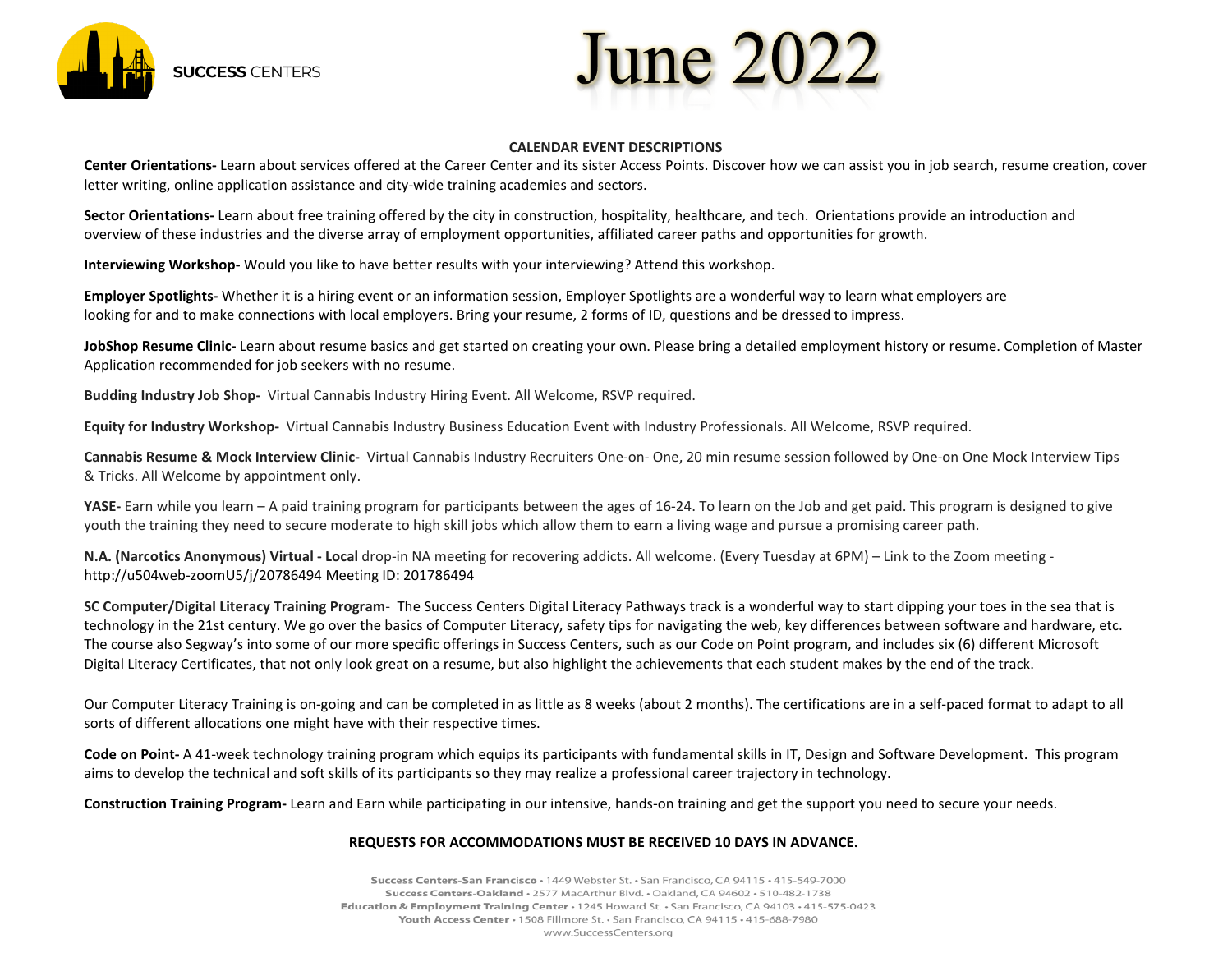SUCCESS CENTERS

# June 2022

## CALENDAR EVENT DESCRIPTIONS

**Center Orientations-** Learn about services offered at the Career Center and its sister Access Points. Discover how we can assist you in job search, resume creation, cover letter writing, online application assistance and city-wide training academies and sectors.

**Sector Orientations-** Learn about free training offered by the city in construction, hospitality, healthcare, and tech. Orientations provide an introduction and overview of these industries and the diverse array of employment opportunities, affiliated career paths and opportunities for growth.

**Interviewing Workshop-** Would you like to have better results with your interviewing? Attend this workshop.

**Employer Spotlights-** Whether it is a hiring event or an information session, Employer Spotlights are a wonderful way to learn what employers are looking for and to make connections with local employers. Bring your resume, 2 forms of ID, questions and be dressed to impress.

**JobShop Resume Clinic-** Learn about resume basics and get started on creating your own. Please bring a detailed employment history or resume. Completion of Master Application recommended for job seekers with no resume.

**Budding Industry Job Shop-** Virtual Cannabis Industry Hiring Event. All Welcome, RSVP required.

**Equity for Industry Workshop-** Virtual Cannabis Industry Business Education Event with Industry Professionals. All Welcome, RSVP required.

**Cannabis Resume & Mock Interview Clinic-** Virtual Cannabis Industry Recruiters One-on- One, 20 min resume session followed by One-on One Mock Interview Tips & Tricks. All Welcome by appointment only.

**YASE-** Earn while you learn – A paid training program for participants between the ages of 16-24. To learn on the Job and get paid. This program is designed to give youth the training they need to secure moderate to high skill jobs which allow them to earn a living wage and pursue a promising career path.

**N.A. (Narcotics Anonymous) Virtual - Local** drop-in NA meeting for recovering addicts. All welcome. (Every Tuesday at 6PM) – Link to the Zoom meeting - http://u504web-zoomU5/j/20786494 Meeting ID: 201786494

**SC Computer/Digital Literacy Training Program**- The Success Centers Digital Literacy Pathways track is a wonderful way to start dipping your toes in the sea that is technology in the 21st century. We go over the basics of Computer Literacy, safety tips for navigating the web, key differences between software and hardware, etc. The course also Segway's into some of our more specific offerings in Success Centers, such as our Code on Point program, and includes six (6) different Microsoft Digital Literacy Certificates, that not only look great on a resume, but also highlight the achievements that each student makes by the end of the track.

Our Computer Literacy Training is on-going and can be completed in as little as 8 weeks (about 2 months). The certifications are in a self-paced format to adapt to all sorts of different allocations one might have with their respective times.

**Code on Point-** A 41-week technology training program which equips its participants with fundamental skills in IT, Design and Software Development. This program aims to develop the technical and soft skills of its participants so they may realize a professional career trajectory in technology.

**Construction Training Program-** Learn and Earn while participating in our intensive, hands-on training and get the support you need to secure your needs.

**REQUESTS FOR ACCOMMODATIONS MUST BE RECEIVED 10 DAYS IN ADVANCE.**

**Success Centers-San Francisco** • 1449 Webster St. • San Francisco, CA 94115 • 415-549-7000
**Success Centers-Oakland** • 2577 MacArthur Blvd. • Oakland, CA 94602 • 510-482-1738
**Education & Employment Training Center** • 1245 Howard St. • San Francisco, CA 94103 • 415-575-0423
**Youth Access Center** • 1508 Fillmore St. • San Francisco, CA 94115 • 415-688-7980
www.SuccessCenters.org